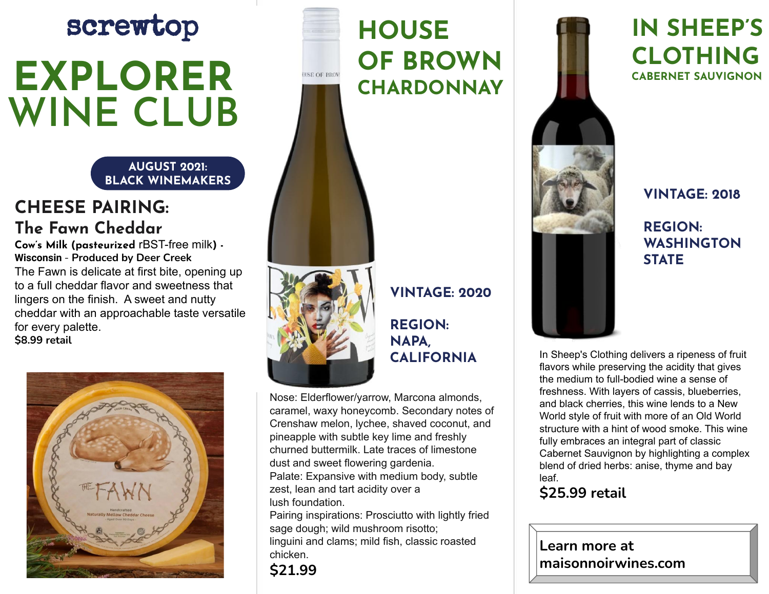screwtop

# EXPLORER WINE CLUB

**AUGUST 2021: BLACK WINEMAKERS**

## CHEESE PAIRING:

### The Fawn Cheddar

**Cow's Milk (pasteurized** rBST-free milk**) - Wisconsin - Produced by Deer Creek**

The Fawn is delicate at first bite, opening up to a full cheddar flavor and sweetness that lingers on the finish. A sweet and nutty cheddar with an approachable taste versatile for every palette.

**$8.99 retail**

## HOUSE OF BROWN CHARDONNAY

**VINTAGE: 2020**

**REGION: NAPA, CALIFORNIA**

Nose: Elderflower/yarrow, Marcona almonds, caramel, waxy honeycomb. Secondary notes of Crenshaw melon, lychee, shaved coconut, and pineapple with subtle key lime and freshly churned buttermilk. Late traces of limestone dust and sweet flowering gardenia.

Palate: Expansive with medium body, subtle zest, lean and tart acidity over a lush foundation.

Pairing inspirations: Prosciutto with lightly fried sage dough; wild mushroom risotto; linguini and clams; mild fish, classic roasted chicken.

**$21.99**

## IN SHEEP'S CLOTHING CABERNET SAUVIGNON

**VINTAGE: 2018**

**REGION: WASHINGTON STATE**

In Sheep's Clothing delivers a ripeness of fruit flavors while preserving the acidity that gives the medium to full-bodied wine a sense of freshness. With layers of cassis, blueberries, and black cherries, this wine lends to a New World style of fruit with more of an Old World structure with a hint of wood smoke. This wine fully embraces an integral part of classic Cabernet Sauvignon by highlighting a complex blend of dried herbs: anise, thyme and bay leaf.

**$25.99 retail**

**Learn more at maisonnoirwines.com**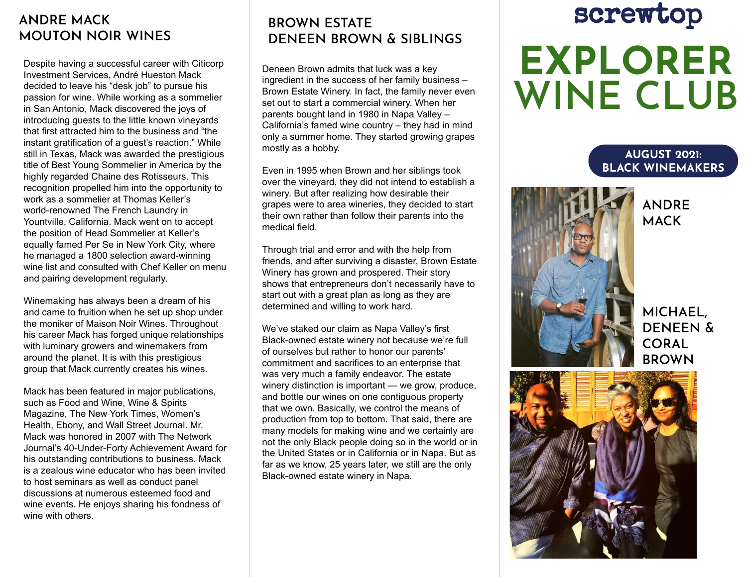# screwtop

# EXPLORER WINE CLUB

**AUGUST 2021: BLACK WINEMAKERS**

## ANDRE MACK
## MOUTON NOIR WINES

Despite having a successful career with Citicorp Investment Services, André Hueston Mack decided to leave his "desk job" to pursue his passion for wine. While working as a sommelier in San Antonio, Mack discovered the joys of introducing guests to the little known vineyards that first attracted him to the business and "the instant gratification of a guest's reaction." While still in Texas, Mack was awarded the prestigious title of Best Young Sommelier in America by the highly regarded Chaine des Rotisseurs. This recognition propelled him into the opportunity to work as a sommelier at Thomas Keller's world-renowned The French Laundry in Yountville, California. Mack went on to accept the position of Head Sommelier at Keller's equally famed Per Se in New York City, where he managed a 1800 selection award-winning wine list and consulted with Chef Keller on menu and pairing development regularly.

Winemaking has always been a dream of his and came to fruition when he set up shop under the moniker of Maison Noir Wines. Throughout his career Mack has forged unique relationships with luminary growers and winemakers from around the planet. It is with this prestigious group that Mack currently creates his wines.

Mack has been featured in major publications, such as Food and Wine, Wine & Spirits Magazine, The New York Times, Women's Health, Ebony, and Wall Street Journal. Mr. Mack was honored in 2007 with The Network Journal's 40-Under-Forty Achievement Award for his outstanding contributions to business. Mack is a zealous wine educator who has been invited to host seminars as well as conduct panel discussions at numerous esteemed food and wine events. He enjoys sharing his fondness of wine with others.

## BROWN ESTATE
## DENEEN BROWN & SIBLINGS

Deneen Brown admits that luck was a key ingredient in the success of her family business – Brown Estate Winery. In fact, the family never even set out to start a commercial winery. When her parents bought land in 1980 in Napa Valley – California's famed wine country – they had in mind only a summer home. They started growing grapes mostly as a hobby.

Even in 1995 when Brown and her siblings took over the vineyard, they did not intend to establish a winery. But after realizing how desirable their grapes were to area wineries, they decided to start their own rather than follow their parents into the medical field.

Through trial and error and with the help from friends, and after surviving a disaster, Brown Estate Winery has grown and prospered. Their story shows that entrepreneurs don't necessarily have to start out with a great plan as long as they are determined and willing to work hard.

We've staked our claim as Napa Valley's first Black-owned estate winery not because we're full of ourselves but rather to honor our parents' commitment and sacrifices to an enterprise that was very much a family endeavor. The estate winery distinction is important — we grow, produce, and bottle our wines on one contiguous property that we own. Basically, we control the means of production from top to bottom. That said, there are many models for making wine and we certainly are not the only Black people doing so in the world or in the United States or in California or in Napa. But as far as we know, 25 years later, we still are the only Black-owned estate winery in Napa.

ANDRE MACK

MICHAEL, DENEEN & CORAL BROWN